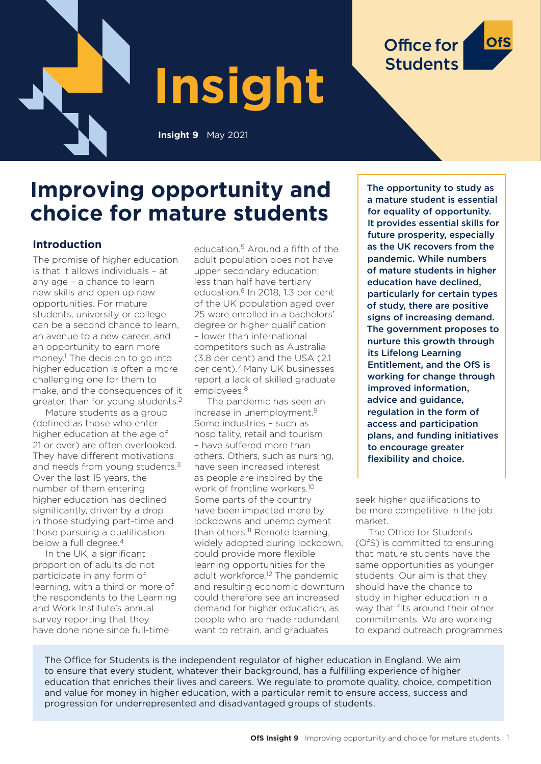# Insight

**Insight 9** May 2021

Office for Students

## Improving opportunity and choice for mature students

**The opportunity to study as a mature student is essential for equality of opportunity. It provides essential skills for future prosperity, especially as the UK recovers from the pandemic. While numbers of mature students in higher education have declined, particularly for certain types of study, there are positive signs of increasing demand. The government proposes to nurture this growth through its Lifelong Learning Entitlement, and the OfS is working for change through improved information, advice and guidance, regulation in the form of access and participation plans, and funding initiatives to encourage greater flexibility and choice.**

### Introduction

The promise of higher education is that it allows individuals – at any age – a chance to learn new skills and open up new opportunities. For mature students, university or college can be a second chance to learn, an avenue to a new career, and an opportunity to earn more money.[1] The decision to go into higher education is often a more challenging one for them to make, and the consequences of it greater, than for young students.[2]

Mature students as a group (defined as those who enter higher education at the age of 21 or over) are often overlooked. They have different motivations and needs from young students.[3] Over the last 15 years, the number of them entering higher education has declined significantly, driven by a drop in those studying part-time and those pursuing a qualification below a full degree.[4]

In the UK, a significant proportion of adults do not participate in any form of learning, with a third or more of the respondents to the Learning and Work Institute's annual survey reporting that they have done none since full-time education.[5] Around a fifth of the adult population does not have upper secondary education; less than half have tertiary education.[6] In 2018, 1.3 per cent of the UK population aged over 25 were enrolled in a bachelors' degree or higher qualification – lower than international competitors such as Australia (3.8 per cent) and the USA (2.1 per cent).[7] Many UK businesses report a lack of skilled graduate employees.[8]

The pandemic has seen an increase in unemployment.[9] Some industries – such as hospitality, retail and tourism – have suffered more than others. Others, such as nursing, have seen increased interest as people are inspired by the work of frontline workers.[10] Some parts of the country have been impacted more by lockdowns and unemployment than others.[11] Remote learning, widely adopted during lockdown, could provide more flexible learning opportunities for the adult workforce.[12] The pandemic and resulting economic downturn could therefore see an increased demand for higher education, as people who are made redundant want to retrain, and graduates seek higher qualifications to be more competitive in the job market.

The Office for Students (OfS) is committed to ensuring that mature students have the same opportunities as younger students. Our aim is that they should have the chance to study in higher education in a way that fits around their other commitments. We are working to expand outreach programmes

The Office for Students is the independent regulator of higher education in England. We aim to ensure that every student, whatever their background, has a fulfilling experience of higher education that enriches their lives and careers. We regulate to promote quality, choice, competition and value for money in higher education, with a particular remit to ensure access, success and progression for underrepresented and disadvantaged groups of students.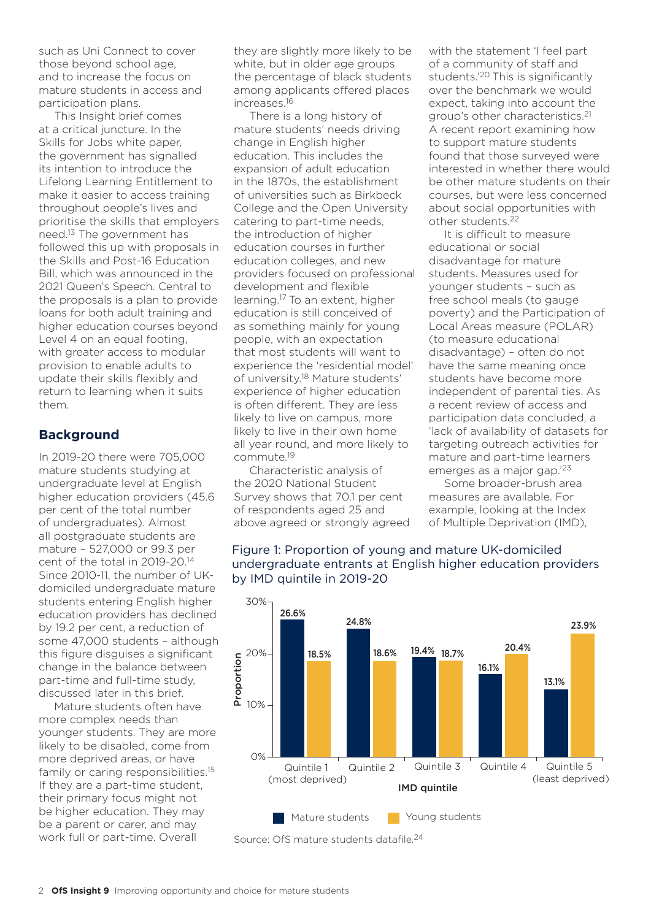such as Uni Connect to cover those beyond school age, and to increase the focus on mature students in access and participation plans.

This Insight brief comes at a critical juncture. In the Skills for Jobs white paper, the government has signalled its intention to introduce the Lifelong Learning Entitlement to make it easier to access training throughout people's lives and prioritise the skills that employers need.[13] The government has followed this up with proposals in the Skills and Post-16 Education Bill, which was announced in the 2021 Queen's Speech. Central to the proposals is a plan to provide loans for both adult training and higher education courses beyond Level 4 on an equal footing, with greater access to modular provision to enable adults to update their skills flexibly and return to learning when it suits them.

## Background

In 2019-20 there were 705,000 mature students studying at undergraduate level at English higher education providers (45.6 per cent of the total number of undergraduates). Almost all postgraduate students are mature – 527,000 or 99.3 per cent of the total in 2019-20.[14] Since 2010-11, the number of UK-domiciled undergraduate mature students entering English higher education providers has declined by 19.2 per cent, a reduction of some 47,000 students – although this figure disguises a significant change in the balance between part-time and full-time study, discussed later in this brief.

Mature students often have more complex needs than younger students. They are more likely to be disabled, come from more deprived areas, or have family or caring responsibilities.[15] If they are a part-time student, their primary focus might not be higher education. They may be a parent or carer, and may work full or part-time. Overall they are slightly more likely to be white, but in older age groups the percentage of black students among applicants offered places increases.[16]

There is a long history of mature students' needs driving change in English higher education. This includes the expansion of adult education in the 1870s, the establishment of universities such as Birkbeck College and the Open University catering to part-time needs, the introduction of higher education courses in further education colleges, and new providers focused on professional development and flexible learning.[17] To an extent, higher education is still conceived of as something mainly for young people, with an expectation that most students will want to experience the 'residential model' of university.[18] Mature students' experience of higher education is often different. They are less likely to live on campus, more likely to live in their own home all year round, and more likely to commute.[19]

Characteristic analysis of the 2020 National Student Survey shows that 70.1 per cent of respondents aged 25 and above agreed or strongly agreed with the statement 'I feel part of a community of staff and students.'[20] This is significantly over the benchmark we would expect, taking into account the group's other characteristics.[21] A recent report examining how to support mature students found that those surveyed were interested in whether there would be other mature students on their courses, but were less concerned about social opportunities with other students.[22]

It is difficult to measure educational or social disadvantage for mature students. Measures used for younger students – such as free school meals (to gauge poverty) and the Participation of Local Areas measure (POLAR) (to measure educational disadvantage) – often do not have the same meaning once students have become more independent of parental ties. As a recent review of access and participation data concluded, a 'lack of availability of datasets for targeting outreach activities for mature and part-time learners emerges as a major gap.'[23]

Some broader-brush area measures are available. For example, looking at the Index of Multiple Deprivation (IMD),

Figure 1: Proportion of young and mature UK-domiciled undergraduate entrants at English higher education providers by IMD quintile in 2019-20

| IMD quintile | Mature students | Young students |
|---|---|---|
| Quintile 1 (most deprived) | 26.6% | 18.5% |
| Quintile 2 | 24.8% | 18.6% |
| Quintile 3 | 19.4% | 18.7% |
| Quintile 4 | 16.1% | 20.4% |
| Quintile 5 (least deprived) | 13.1% | 23.9% |

Source: OfS mature students datafile.[24]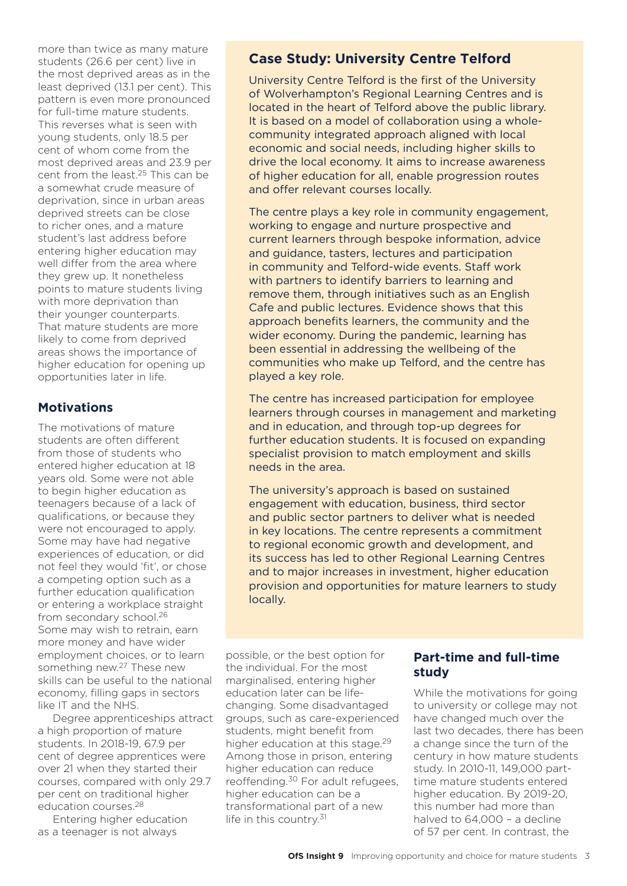more than twice as many mature students (26.6 per cent) live in the most deprived areas as in the least deprived (13.1 per cent). This pattern is even more pronounced for full-time mature students. This reverses what is seen with young students, only 18.5 per cent of whom come from the most deprived areas and 23.9 per cent from the least.[25] This can be a somewhat crude measure of deprivation, since in urban areas deprived streets can be close to richer ones, and a mature student's last address before entering higher education may well differ from the area where they grew up. It nonetheless points to mature students living with more deprivation than their younger counterparts. That mature students are more likely to come from deprived areas shows the importance of higher education for opening up opportunities later in life.

## Motivations

The motivations of mature students are often different from those of students who entered higher education at 18 years old. Some were not able to begin higher education as teenagers because of a lack of qualifications, or because they were not encouraged to apply. Some may have had negative experiences of education, or did not feel they would 'fit', or chose a competing option such as a further education qualification or entering a workplace straight from secondary school.[26] Some may wish to retrain, earn more money and have wider employment choices, or to learn something new.[27] These new skills can be useful to the national economy, filling gaps in sectors like IT and the NHS.

Degree apprenticeships attract a high proportion of mature students. In 2018-19, 67.9 per cent of degree apprentices were over 21 when they started their courses, compared with only 29.7 per cent on traditional higher education courses.[28]

Entering higher education as a teenager is not always possible, or the best option for the individual. For the most marginalised, entering higher education later can be life-changing. Some disadvantaged groups, such as care-experienced students, might benefit from higher education at this stage.[29] Among those in prison, entering higher education can reduce reoffending.[30] For adult refugees, higher education can be a transformational part of a new life in this country.[31]

## Case Study: University Centre Telford

University Centre Telford is the first of the University of Wolverhampton's Regional Learning Centres and is located in the heart of Telford above the public library. It is based on a model of collaboration using a whole-community integrated approach aligned with local economic and social needs, including higher skills to drive the local economy. It aims to increase awareness of higher education for all, enable progression routes and offer relevant courses locally.

The centre plays a key role in community engagement, working to engage and nurture prospective and current learners through bespoke information, advice and guidance, tasters, lectures and participation in community and Telford-wide events. Staff work with partners to identify barriers to learning and remove them, through initiatives such as an English Cafe and public lectures. Evidence shows that this approach benefits learners, the community and the wider economy. During the pandemic, learning has been essential in addressing the wellbeing of the communities who make up Telford, and the centre has played a key role.

The centre has increased participation for employee learners through courses in management and marketing and in education, and through top-up degrees for further education students. It is focused on expanding specialist provision to match employment and skills needs in the area.

The university's approach is based on sustained engagement with education, business, third sector and public sector partners to deliver what is needed in key locations. The centre represents a commitment to regional economic growth and development, and its success has led to other Regional Learning Centres and to major increases in investment, higher education provision and opportunities for mature learners to study locally.

## Part-time and full-time study

While the motivations for going to university or college may not have changed much over the last two decades, there has been a change since the turn of the century in how mature students study. In 2010-11, 149,000 part-time mature students entered higher education. By 2019-20, this number had more than halved to 64,000 – a decline of 57 per cent. In contrast, the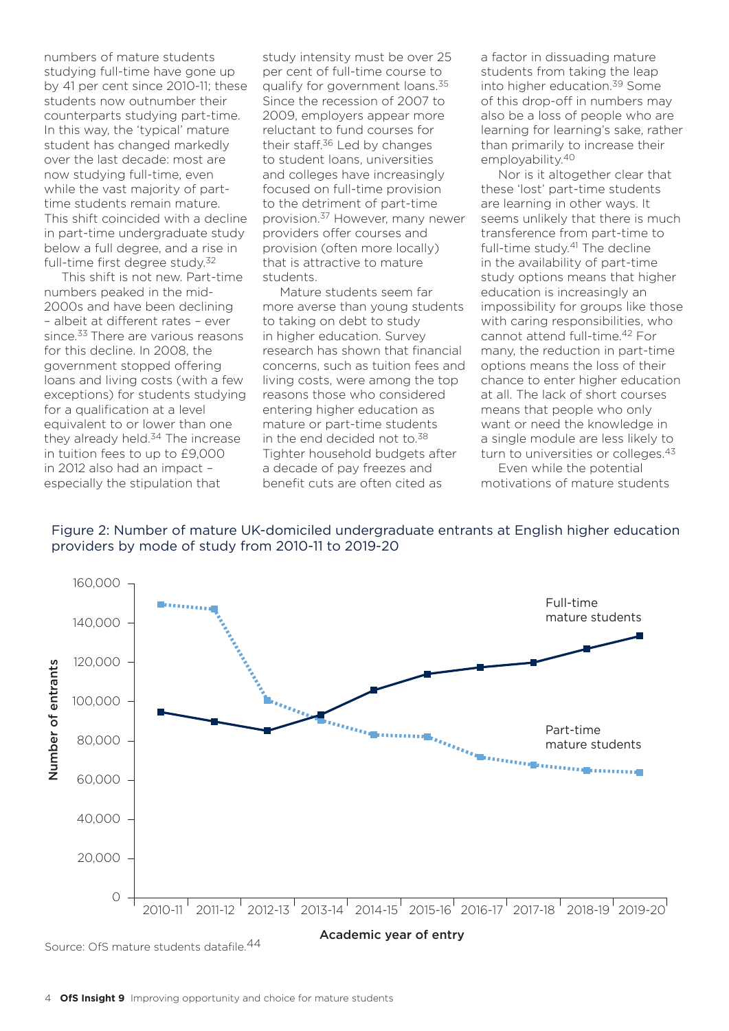numbers of mature students studying full-time have gone up by 41 per cent since 2010-11; these students now outnumber their counterparts studying part-time. In this way, the 'typical' mature student has changed markedly over the last decade: most are now studying full-time, even while the vast majority of part-time students remain mature. This shift coincided with a decline in part-time undergraduate study below a full degree, and a rise in full-time first degree study.[32]

This shift is not new. Part-time numbers peaked in the mid-2000s and have been declining – albeit at different rates – ever since.[33] There are various reasons for this decline. In 2008, the government stopped offering loans and living costs (with a few exceptions) for students studying for a qualification at a level equivalent to or lower than one they already held.[34] The increase in tuition fees to up to £9,000 in 2012 also had an impact – especially the stipulation that study intensity must be over 25 per cent of full-time course to qualify for government loans.[35] Since the recession of 2007 to 2009, employers appear more reluctant to fund courses for their staff.[36] Led by changes to student loans, universities and colleges have increasingly focused on full-time provision to the detriment of part-time provision.[37] However, many newer providers offer courses and provision (often more locally) that is attractive to mature students.

Mature students seem far more averse than young students to taking on debt to study in higher education. Survey research has shown that financial concerns, such as tuition fees and living costs, were among the top reasons those who considered entering higher education as mature or part-time students in the end decided not to.[38] Tighter household budgets after a decade of pay freezes and benefit cuts are often cited as a factor in dissuading mature students from taking the leap into higher education.[39] Some of this drop-off in numbers may also be a loss of people who are learning for learning's sake, rather than primarily to increase their employability.[40]

Nor is it altogether clear that these 'lost' part-time students are learning in other ways. It seems unlikely that there is much transference from part-time to full-time study.[41] The decline in the availability of part-time study options means that higher education is increasingly an impossibility for groups like those with caring responsibilities, who cannot attend full-time.[42] For many, the reduction in part-time options means the loss of their chance to enter higher education at all. The lack of short courses means that people who only want or need the knowledge in a single module are less likely to turn to universities or colleges.[43]

Even while the potential motivations of mature students

Figure 2: Number of mature UK-domiciled undergraduate entrants at English higher education providers by mode of study from 2010-11 to 2019-20

| Academic year of entry | Full-time mature students | Part-time mature students |
|---|---|---|
| 2010-11 | ~95,000 | ~149,000 |
| 2011-12 | ~90,000 | ~147,000 |
| 2012-13 | ~85,000 | ~100,000 |
| 2013-14 | ~93,000 | ~90,000 |
| 2014-15 | ~106,000 | ~83,000 |
| 2015-16 | ~114,000 | ~82,000 |
| 2016-17 | ~117,000 | ~72,000 |
| 2017-18 | ~120,000 | ~68,000 |
| 2018-19 | ~127,000 | ~65,000 |
| 2019-20 | ~133,000 | ~64,000 |

Source: OfS mature students datafile.[44]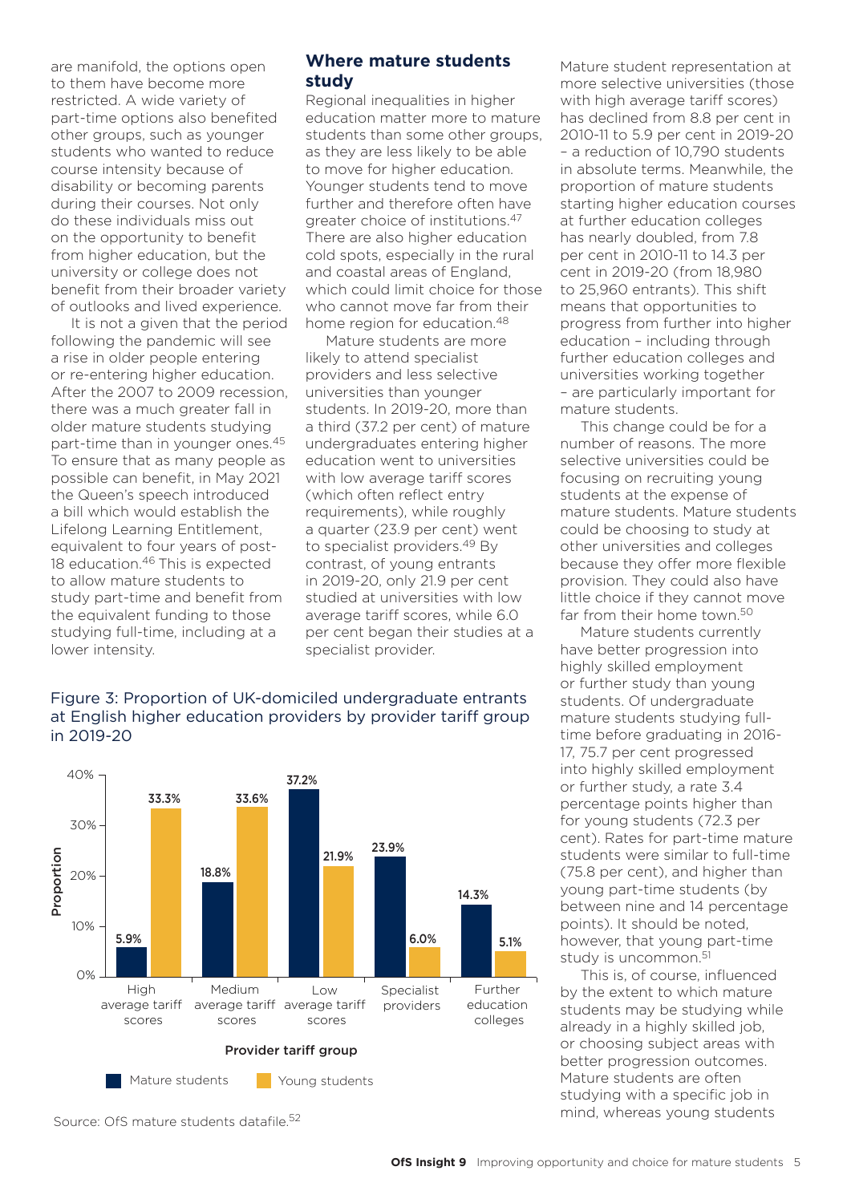are manifold, the options open to them have become more restricted. A wide variety of part-time options also benefited other groups, such as younger students who wanted to reduce course intensity because of disability or becoming parents during their courses. Not only do these individuals miss out on the opportunity to benefit from higher education, but the university or college does not benefit from their broader variety of outlooks and lived experience.

It is not a given that the period following the pandemic will see a rise in older people entering or re-entering higher education. After the 2007 to 2009 recession, there was a much greater fall in older mature students studying part-time than in younger ones.[45] To ensure that as many people as possible can benefit, in May 2021 the Queen's speech introduced a bill which would establish the Lifelong Learning Entitlement, equivalent to four years of post-18 education.[46] This is expected to allow mature students to study part-time and benefit from the equivalent funding to those studying full-time, including at a lower intensity.

## Where mature students study

Regional inequalities in higher education matter more to mature students than some other groups, as they are less likely to be able to move for higher education. Younger students tend to move further and therefore often have greater choice of institutions.[47] There are also higher education cold spots, especially in the rural and coastal areas of England, which could limit choice for those who cannot move far from their home region for education.[48]

Mature students are more likely to attend specialist providers and less selective universities than younger students. In 2019-20, more than a third (37.2 per cent) of mature undergraduates entering higher education went to universities with low average tariff scores (which often reflect entry requirements), while roughly a quarter (23.9 per cent) went to specialist providers.[49] By contrast, of young entrants in 2019-20, only 21.9 per cent studied at universities with low average tariff scores, while 6.0 per cent began their studies at a specialist provider.

Figure 3: Proportion of UK-domiciled undergraduate entrants at English higher education providers by provider tariff group in 2019-20

| Provider tariff group | Mature students | Young students |
|---|---|---|
| High average tariff scores | 5.9% | 33.3% |
| Medium average tariff scores | 18.8% | 33.6% |
| Low average tariff scores | 37.2% | 21.9% |
| Specialist providers | 23.9% | 6.0% |
| Further education colleges | 14.3% | 5.1% |

Source: OfS mature students datafile.[52]

Mature student representation at more selective universities (those with high average tariff scores) has declined from 8.8 per cent in 2010-11 to 5.9 per cent in 2019-20 – a reduction of 10,790 students in absolute terms. Meanwhile, the proportion of mature students starting higher education courses at further education colleges has nearly doubled, from 7.8 per cent in 2010-11 to 14.3 per cent in 2019-20 (from 18,980 to 25,960 entrants). This shift means that opportunities to progress from further into higher education – including through further education colleges and universities working together – are particularly important for mature students.

This change could be for a number of reasons. The more selective universities could be focusing on recruiting young students at the expense of mature students. Mature students could be choosing to study at other universities and colleges because they offer more flexible provision. They could also have little choice if they cannot move far from their home town.[50]

Mature students currently have better progression into highly skilled employment or further study than young students. Of undergraduate mature students studying full-time before graduating in 2016-17, 75.7 per cent progressed into highly skilled employment or further study, a rate 3.4 percentage points higher than for young students (72.3 per cent). Rates for part-time mature students were similar to full-time (75.8 per cent), and higher than young part-time students (by between nine and 14 percentage points). It should be noted, however, that young part-time study is uncommon.[51]

This is, of course, influenced by the extent to which mature students may be studying while already in a highly skilled job, or choosing subject areas with better progression outcomes. Mature students are often studying with a specific job in mind, whereas young students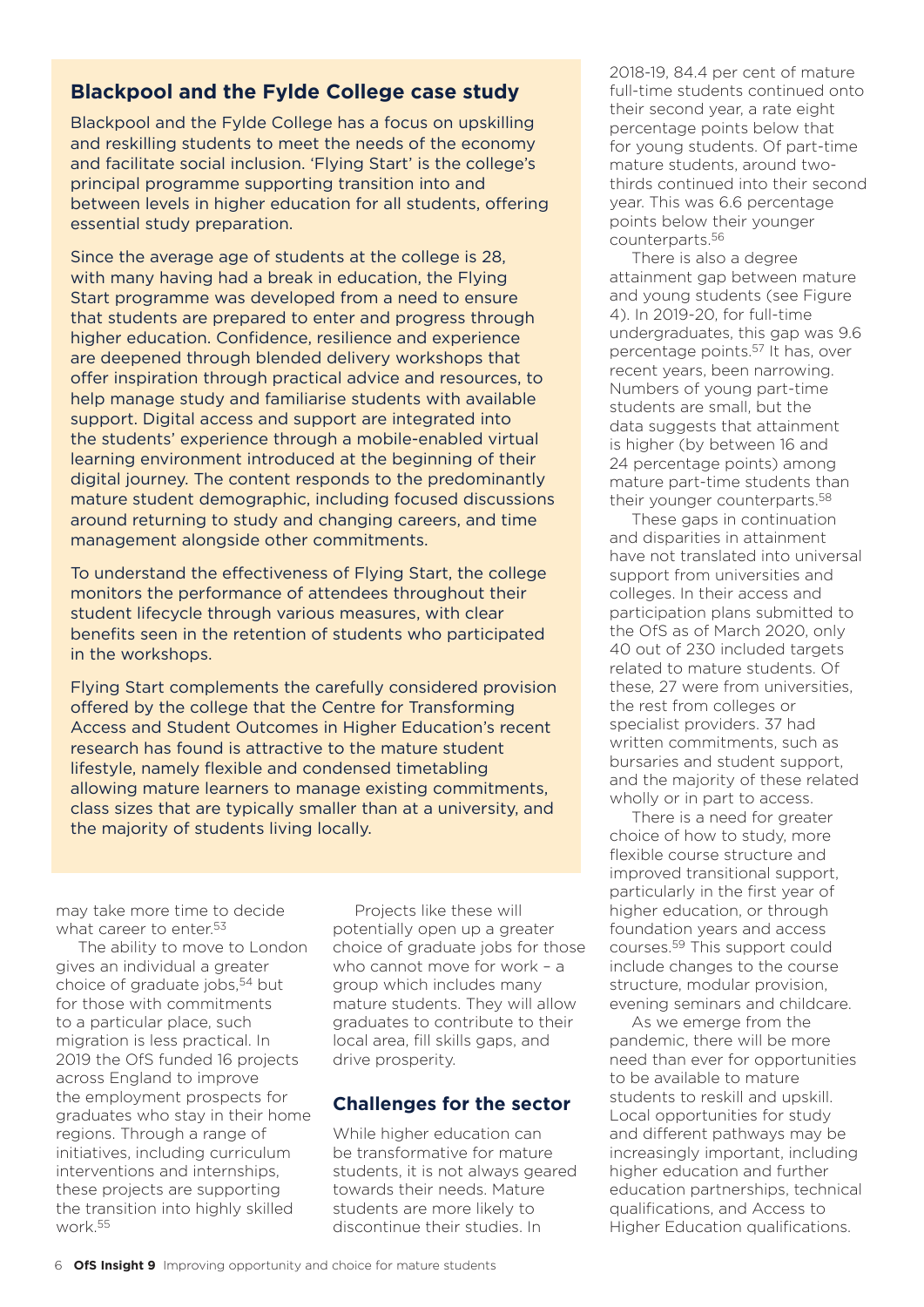## Blackpool and the Fylde College case study

Blackpool and the Fylde College has a focus on upskilling and reskilling students to meet the needs of the economy and facilitate social inclusion. 'Flying Start' is the college's principal programme supporting transition into and between levels in higher education for all students, offering essential study preparation.

Since the average age of students at the college is 28, with many having had a break in education, the Flying Start programme was developed from a need to ensure that students are prepared to enter and progress through higher education. Confidence, resilience and experience are deepened through blended delivery workshops that offer inspiration through practical advice and resources, to help manage study and familiarise students with available support. Digital access and support are integrated into the students' experience through a mobile-enabled virtual learning environment introduced at the beginning of their digital journey. The content responds to the predominantly mature student demographic, including focused discussions around returning to study and changing careers, and time management alongside other commitments.

To understand the effectiveness of Flying Start, the college monitors the performance of attendees throughout their student lifecycle through various measures, with clear benefits seen in the retention of students who participated in the workshops.

Flying Start complements the carefully considered provision offered by the college that the Centre for Transforming Access and Student Outcomes in Higher Education's recent research has found is attractive to the mature student lifestyle, namely flexible and condensed timetabling allowing mature learners to manage existing commitments, class sizes that are typically smaller than at a university, and the majority of students living locally.

may take more time to decide what career to enter.[53]

The ability to move to London gives an individual a greater choice of graduate jobs,[54] but for those with commitments to a particular place, such migration is less practical. In 2019 the OfS funded 16 projects across England to improve the employment prospects for graduates who stay in their home regions. Through a range of initiatives, including curriculum interventions and internships, these projects are supporting the transition into highly skilled work.[55]

Projects like these will potentially open up a greater choice of graduate jobs for those who cannot move for work – a group which includes many mature students. They will allow graduates to contribute to their local area, fill skills gaps, and drive prosperity.

## Challenges for the sector

While higher education can be transformative for mature students, it is not always geared towards their needs. Mature students are more likely to discontinue their studies. In 2018-19, 84.4 per cent of mature full-time students continued onto their second year, a rate eight percentage points below that for young students. Of part-time mature students, around two-thirds continued into their second year. This was 6.6 percentage points below their younger counterparts.[56]

There is also a degree attainment gap between mature and young students (see Figure 4). In 2019-20, for full-time undergraduates, this gap was 9.6 percentage points.[57] It has, over recent years, been narrowing. Numbers of young part-time students are small, but the data suggests that attainment is higher (by between 16 and 24 percentage points) among mature part-time students than their younger counterparts.[58]

These gaps in continuation and disparities in attainment have not translated into universal support from universities and colleges. In their access and participation plans submitted to the OfS as of March 2020, only 40 out of 230 included targets related to mature students. Of these, 27 were from universities, the rest from colleges or specialist providers. 37 had written commitments, such as bursaries and student support, and the majority of these related wholly or in part to access.

There is a need for greater choice of how to study, more flexible course structure and improved transitional support, particularly in the first year of higher education, or through foundation years and access courses.[59] This support could include changes to the course structure, modular provision, evening seminars and childcare.

As we emerge from the pandemic, there will be more need than ever for opportunities to be available to mature students to reskill and upskill. Local opportunities for study and different pathways may be increasingly important, including higher education and further education partnerships, technical qualifications, and Access to Higher Education qualifications.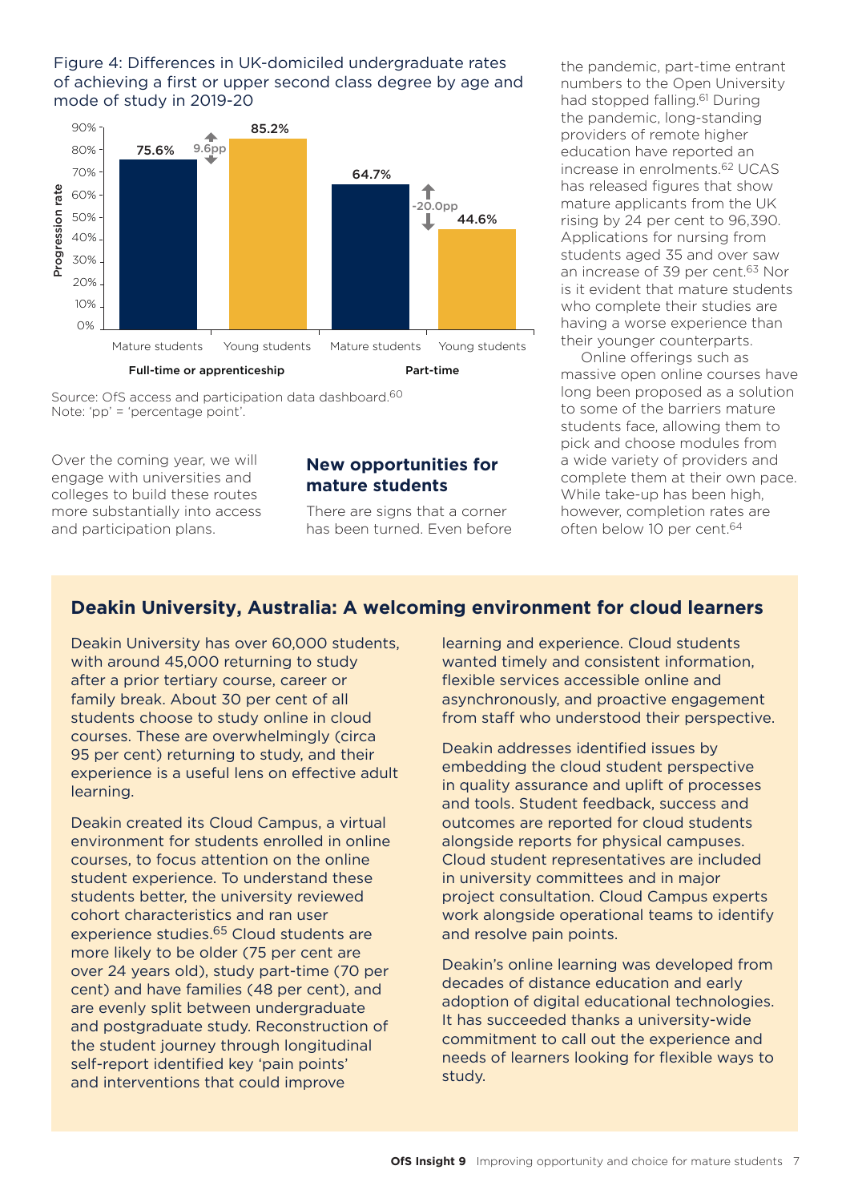Figure 4: Differences in UK-domiciled undergraduate rates of achieving a first or upper second class degree by age and mode of study in 2019-20

| Mode of study | Mature students | Young students | Difference |
| --- | --- | --- | --- |
| Full-time or apprenticeship | 75.6% | 85.2% | 9.6pp |
| Part-time | 64.7% | 44.6% | -20.0pp |

Source: OfS access and participation data dashboard.[60]
Note: 'pp' = 'percentage point'.

Over the coming year, we will engage with universities and colleges to build these routes more substantially into access and participation plans.

## New opportunities for mature students

There are signs that a corner has been turned. Even before the pandemic, part-time entrant numbers to the Open University had stopped falling.[61] During the pandemic, long-standing providers of remote higher education have reported an increase in enrolments.[62] UCAS has released figures that show mature applicants from the UK rising by 24 per cent to 96,390. Applications for nursing from students aged 35 and over saw an increase of 39 per cent.[63] Nor is it evident that mature students who complete their studies are having a worse experience than their younger counterparts.

Online offerings such as massive open online courses have long been proposed as a solution to some of the barriers mature students face, allowing them to pick and choose modules from a wide variety of providers and complete them at their own pace. While take-up has been high, however, completion rates are often below 10 per cent.[64]

### Deakin University, Australia: A welcoming environment for cloud learners

Deakin University has over 60,000 students, with around 45,000 returning to study after a prior tertiary course, career or family break. About 30 per cent of all students choose to study online in cloud courses. These are overwhelmingly (circa 95 per cent) returning to study, and their experience is a useful lens on effective adult learning.

Deakin created its Cloud Campus, a virtual environment for students enrolled in online courses, to focus attention on the online student experience. To understand these students better, the university reviewed cohort characteristics and ran user experience studies.[65] Cloud students are more likely to be older (75 per cent are over 24 years old), study part-time (70 per cent) and have families (48 per cent), and are evenly split between undergraduate and postgraduate study. Reconstruction of the student journey through longitudinal self-report identified key 'pain points' and interventions that could improve learning and experience. Cloud students wanted timely and consistent information, flexible services accessible online and asynchronously, and proactive engagement from staff who understood their perspective.

Deakin addresses identified issues by embedding the cloud student perspective in quality assurance and uplift of processes and tools. Student feedback, success and outcomes are reported for cloud students alongside reports for physical campuses. Cloud student representatives are included in university committees and in major project consultation. Cloud Campus experts work alongside operational teams to identify and resolve pain points.

Deakin's online learning was developed from decades of distance education and early adoption of digital educational technologies. It has succeeded thanks a university-wide commitment to call out the experience and needs of learners looking for flexible ways to study.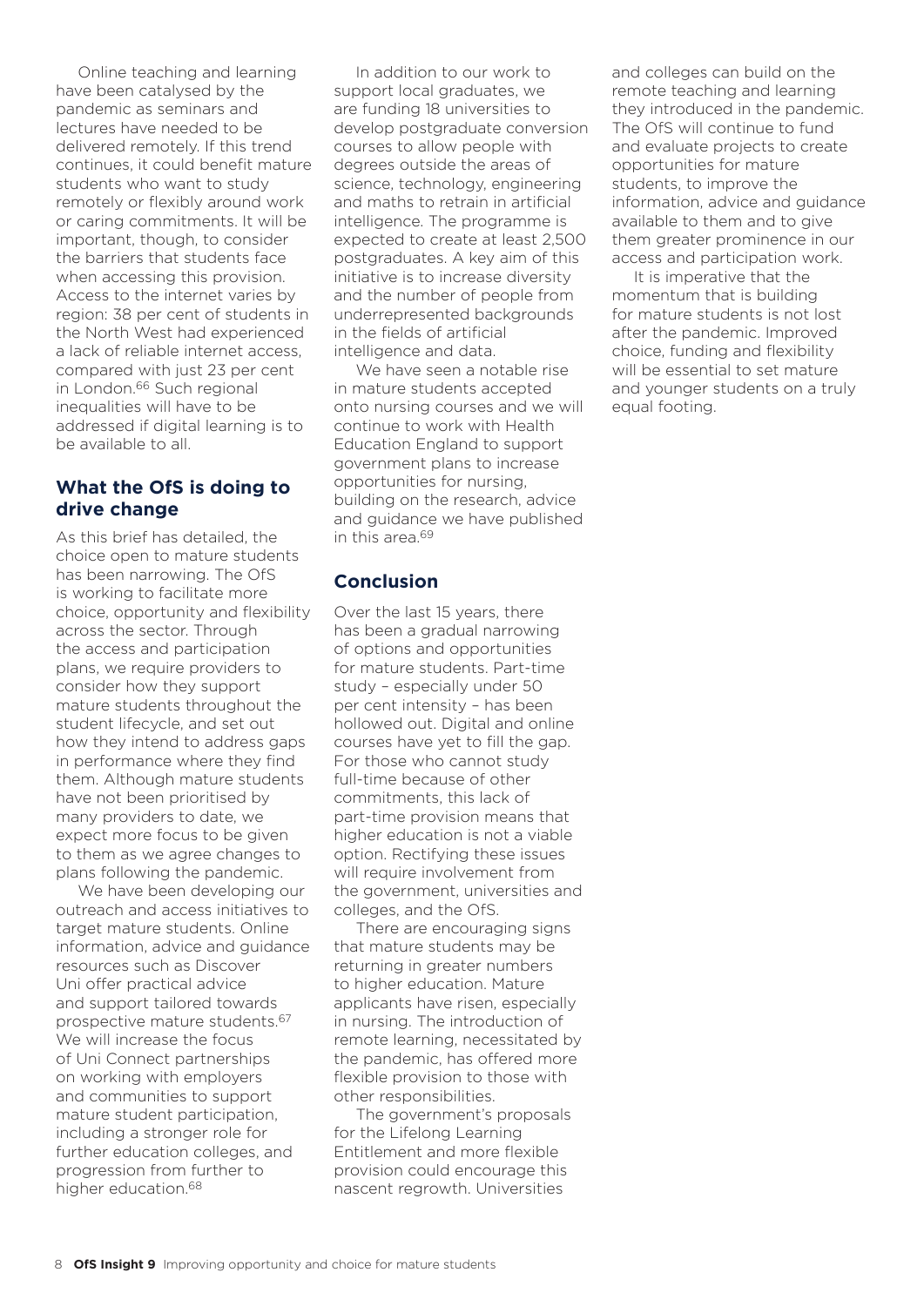Online teaching and learning have been catalysed by the pandemic as seminars and lectures have needed to be delivered remotely. If this trend continues, it could benefit mature students who want to study remotely or flexibly around work or caring commitments. It will be important, though, to consider the barriers that students face when accessing this provision. Access to the internet varies by region: 38 per cent of students in the North West had experienced a lack of reliable internet access, compared with just 23 per cent in London.[66] Such regional inequalities will have to be addressed if digital learning is to be available to all.

## What the OfS is doing to drive change

As this brief has detailed, the choice open to mature students has been narrowing. The OfS is working to facilitate more choice, opportunity and flexibility across the sector. Through the access and participation plans, we require providers to consider how they support mature students throughout the student lifecycle, and set out how they intend to address gaps in performance where they find them. Although mature students have not been prioritised by many providers to date, we expect more focus to be given to them as we agree changes to plans following the pandemic.

We have been developing our outreach and access initiatives to target mature students. Online information, advice and guidance resources such as Discover Uni offer practical advice and support tailored towards prospective mature students.[67] We will increase the focus of Uni Connect partnerships on working with employers and communities to support mature student participation, including a stronger role for further education colleges, and progression from further to higher education.[68]

In addition to our work to support local graduates, we are funding 18 universities to develop postgraduate conversion courses to allow people with degrees outside the areas of science, technology, engineering and maths to retrain in artificial intelligence. The programme is expected to create at least 2,500 postgraduates. A key aim of this initiative is to increase diversity and the number of people from underrepresented backgrounds in the fields of artificial intelligence and data.

We have seen a notable rise in mature students accepted onto nursing courses and we will continue to work with Health Education England to support government plans to increase opportunities for nursing, building on the research, advice and guidance we have published in this area.[69]

## Conclusion

Over the last 15 years, there has been a gradual narrowing of options and opportunities for mature students. Part-time study – especially under 50 per cent intensity – has been hollowed out. Digital and online courses have yet to fill the gap. For those who cannot study full-time because of other commitments, this lack of part-time provision means that higher education is not a viable option. Rectifying these issues will require involvement from the government, universities and colleges, and the OfS.

There are encouraging signs that mature students may be returning in greater numbers to higher education. Mature applicants have risen, especially in nursing. The introduction of remote learning, necessitated by the pandemic, has offered more flexible provision to those with other responsibilities.

The government's proposals for the Lifelong Learning Entitlement and more flexible provision could encourage this nascent regrowth. Universities and colleges can build on the remote teaching and learning they introduced in the pandemic. The OfS will continue to fund and evaluate projects to create opportunities for mature students, to improve the information, advice and guidance available to them and to give them greater prominence in our access and participation work.

It is imperative that the momentum that is building for mature students is not lost after the pandemic. Improved choice, funding and flexibility will be essential to set mature and younger students on a truly equal footing.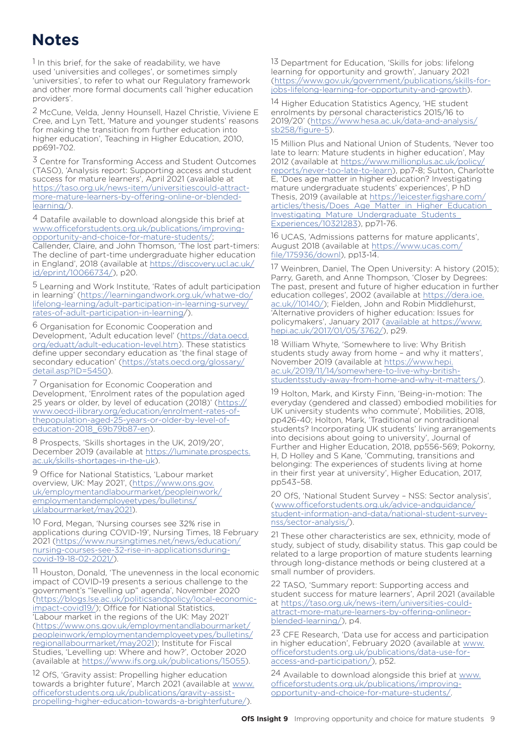# Notes

1 In this brief, for the sake of readability, we have used 'universities and colleges', or sometimes simply 'universities', to refer to what our Regulatory framework and other more formal documents call 'higher education providers'.

2 McCune, Velda, Jenny Hounsell, Hazel Christie, Viviene E Cree, and Lyn Tett, 'Mature and younger students' reasons for making the transition from further education into higher education', Teaching in Higher Education, 2010, pp691-702.

3 Centre for Transforming Access and Student Outcomes (TASO), 'Analysis report: Supporting access and student success for mature learners', April 2021 (available at https://taso.org.uk/news-item/universitiescould-attract-more-mature-learners-by-offering-online-or-blended-learning/).

4 Datafile available to download alongside this brief at www.officeforstudents.org.uk/publications/improving-opportunity-and-choice-for-mature-students/; Callender, Claire, and John Thomson, 'The lost part-timers: The decline of part-time undergraduate higher education in England', 2018 (available at https://discovery.ucl.ac.uk/id/eprint/10066734/), p20.

5 Learning and Work Institute, 'Rates of adult participation in learning' (https://learningandwork.org.uk/whatwe-do/lifelong-learning/adult-participation-in-learning-survey/rates-of-adult-participation-in-learning/).

6 Organisation for Economic Cooperation and Development, 'Adult education level' (https://data.oecd.org/eduatt/adult-education-level.htm). These statistics define upper secondary education as 'the final stage of secondary education' (https://stats.oecd.org/glossary/detail.asp?ID=5450).

7 Organisation for Economic Cooperation and Development, 'Enrolment rates of the population aged 25 years or older, by level of education (2018)' (https://www.oecd-ilibrary.org/education/enrolment-rates-of-thepopulation-aged-25-years-or-older-by-level-of-education-2018_69b79b87-en).

8 Prospects, 'Skills shortages in the UK, 2019/20', December 2019 (available at https://luminate.prospects.ac.uk/skills-shortages-in-the-uk).

9 Office for National Statistics, 'Labour market overview, UK: May 2021', (https://www.ons.gov.uk/employmentandlabourmarket/peopleinwork/employmentandemployeetypes/bulletins/uklabourmarket/may2021).

10 Ford, Megan, 'Nursing courses see 32% rise in applications during COVID-19', Nursing Times, 18 February 2021 (https://www.nursingtimes.net/news/education/nursing-courses-see-32-rise-in-applicationsduring-covid-19-18-02-2021/).

11 Houston, Donald, 'The unevenness in the local economic impact of COVID-19 presents a serious challenge to the government's "levelling up" agenda', November 2020 (https://blogs.lse.ac.uk/politicsandpolicy/local-economic-impact-covid19/); Office for National Statistics, 'Labour market in the regions of the UK: May 2021' (https://www.ons.gov.uk/employmentandlabourmarket/peopleinwork/employmentandemployeetypes/bulletins/regionallabourmarket/may2021); Institute for Fiscal Studies, 'Levelling up: Where and how?', October 2020 (available at https://www.ifs.org.uk/publications/15055).

12 OfS, 'Gravity assist: Propelling higher education towards a brighter future', March 2021 (available at www.officeforstudents.org.uk/publications/gravity-assist-propelling-higher-education-towards-a-brighterfuture/).

13 Department for Education, 'Skills for jobs: lifelong learning for opportunity and growth', January 2021 (https://www.gov.uk/government/publications/skills-for-jobs-lifelong-learning-for-opportunity-and-growth).

14 Higher Education Statistics Agency, 'HE student enrolments by personal characteristics 2015/16 to 2019/20' (https://www.hesa.ac.uk/data-and-analysis/sb258/figure-5).

15 Million Plus and National Union of Students, 'Never too late to learn: Mature students in higher education', May 2012 (available at https://www.millionplus.ac.uk/policy/reports/never-too-late-to-learn), pp7-8; Sutton, Charlotte E, 'Does age matter in higher education? Investigating mature undergraduate students' experiences', P hD Thesis, 2019 (available at https://leicester.figshare.com/articles/thesis/Does_Age_Matter_in_Higher_Education_Investigating_Mature_Undergraduate_Students_Experiences/10321283), pp71-76.

16 UCAS, 'Admissions patterns for mature applicants', August 2018 (available at https://www.ucas.com/file/175936/downl), pp13-14.

17 Weinbren, Daniel, The Open University: A history (2015); Parry, Gareth, and Anne Thompson, 'Closer by Degrees: The past, present and future of higher education in further education colleges', 2002 (available at https://dera.ioe.ac.uk//10140/); Fielden, John and Robin Middlehurst, 'Alternative providers of higher education: Issues for policymakers', January 2017 (available at https://www.hepi.ac.uk/2017/01/05/3762/), p29.

18 William Whyte, 'Somewhere to live: Why British students study away from home – and why it matters', November 2019 (available at https://www.hepi.ac.uk/2019/11/14/somewhere-to-live-why-british-studentsstudy-away-from-home-and-why-it-matters/).

19 Holton, Mark, and Kirsty Finn, 'Being-in-motion: The everyday (gendered and classed) embodied mobilities for UK university students who commute', Mobilities, 2018, pp426-40; Holton, Mark, 'Traditional or nontraditional students? Incorporating UK students' living arrangements into decisions about going to university', Journal of Further and Higher Education, 2018, pp556-569; Pokorny, H, D Holley and S Kane, 'Commuting, transitions and belonging: The experiences of students living at home in their first year at university', Higher Education, 2017, pp543–58.

20 OfS, 'National Student Survey – NSS: Sector analysis', (www.officeforstudents.org.uk/advice-andguidance/student-information-and-data/national-student-survey-nss/sector-analysis/).

21 These other characteristics are sex, ethnicity, mode of study, subject of study, disability status. This gap could be related to a large proportion of mature students learning through long-distance methods or being clustered at a small number of providers.

22 TASO, 'Summary report: Supporting access and student success for mature learners', April 2021 (available at https://taso.org.uk/news-item/universities-could-attract-more-mature-learners-by-offering-onlineor-blended-learning/), p4.

23 CFE Research, 'Data use for access and participation in higher education', February 2020 (available at www.officeforstudents.org.uk/publications/data-use-for-access-and-participation/), p52.

24 Available to download alongside this brief at www.officeforstudents.org.uk/publications/improving-opportunity-and-choice-for-mature-students/.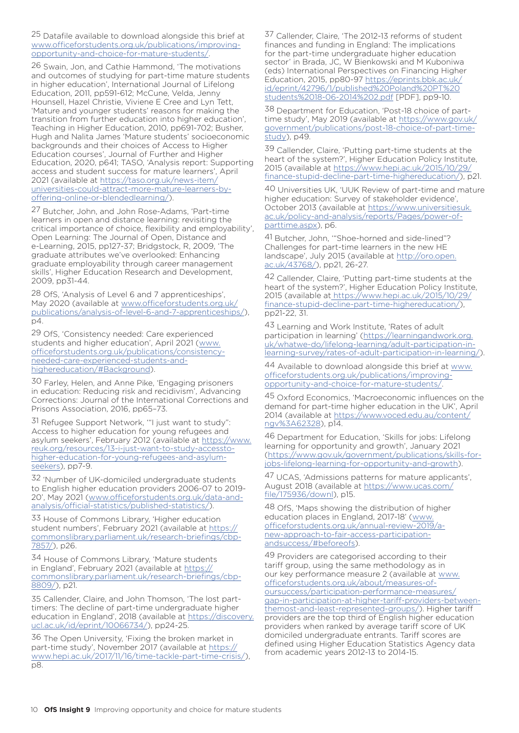25 Datafile available to download alongside this brief at www.officeforstudents.org.uk/publications/improving-opportunity-and-choice-for-mature-students/.

26 Swain, Jon, and Cathie Hammond, 'The motivations and outcomes of studying for part-time mature students in higher education', International Journal of Lifelong Education, 2011, pp591-612; McCune, Velda, Jenny Hounsell, Hazel Christie, Viviene E Cree and Lyn Tett, 'Mature and younger students' reasons for making the transition from further education into higher education', Teaching in Higher Education, 2010, pp691-702; Busher, Hugh and Nalita James 'Mature students' socioeconomic backgrounds and their choices of Access to Higher Education courses', Journal of Further and Higher Education, 2020, p641; TASO, 'Analysis report: Supporting access and student success for mature learners', April 2021 (available at https://taso.org.uk/news-item/universities-could-attract-more-mature-learners-by-offering-online-or-blendedlearning/).

27 Butcher, John, and John Rose-Adams, 'Part-time learners in open and distance learning: revisiting the critical importance of choice, flexibility and employability', Open Learning: The Journal of Open, Distance and e-Learning, 2015, pp127-37; Bridgstock, R, 2009, 'The graduate attributes we've overlooked: Enhancing graduate employability through career management skills', Higher Education Research and Development, 2009, pp31-44.

28 OfS, 'Analysis of Level 6 and 7 apprenticeships', May 2020 (available at www.officeforstudents.org.uk/publications/analysis-of-level-6-and-7-apprenticeships/), p4.

29 OfS, 'Consistency needed: Care experienced students and higher education', April 2021 (www.officeforstudents.org.uk/publications/consistency-needed-care-experienced-students-and-highereducation/#Background).

30 Farley, Helen, and Anne Pike, 'Engaging prisoners in education: Reducing risk and recidivism', Advancing Corrections: Journal of the International Corrections and Prisons Association, 2016, pp65–73.

31 Refugee Support Network, '"I just want to study": Access to higher education for young refugees and asylum seekers', February 2012 (available at https://www.reuk.org/resources/13-i-just-want-to-study-accessto-higher-education-for-young-refugees-and-asylum-seekers), pp7-9.

32 'Number of UK-domiciled undergraduate students to English higher education providers 2006-07 to 2019-20', May 2021 (www.officeforstudents.org.uk/data-and-analysis/official-statistics/published-statistics/).

33 House of Commons Library, 'Higher education student numbers', February 2021 (available at https://commonslibrary.parliament.uk/research-briefings/cbp-7857/), p26.

34 House of Commons Library, 'Mature students in England', February 2021 (available at https://commonslibrary.parliament.uk/research-briefings/cbp-8809/), p21.

35 Callender, Claire, and John Thomson, 'The lost part-timers: The decline of part-time undergraduate higher education in England', 2018 (available at https://discovery.ucl.ac.uk/id/eprint/10066734/), pp24-25.

36 The Open University, 'Fixing the broken market in part-time study', November 2017 (available at https://www.hepi.ac.uk/2017/11/16/time-tackle-part-time-crisis/), p8.

37 Callender, Claire, 'The 2012-13 reforms of student finances and funding in England: The implications for the part-time undergraduate higher education sector' in Brada, JC, W Bienkowski and M Kuboniwa (eds) International Perspectives on Financing Higher Education, 2015, pp80-97 https://eprints.bbk.ac.uk/id/eprint/42796/1/published%20Poland%20PT%20students%2018-06-2014%202.pdf [PDF], pp9-10.

38 Department for Education, 'Post-18 choice of part-time study', May 2019 (available at https://www.gov.uk/government/publications/post-18-choice-of-part-time-study), p49.

39 Callender, Claire, 'Putting part-time students at the heart of the system?', Higher Education Policy Institute, 2015 (available at https://www.hepi.ac.uk/2015/10/29/finance-stupid-decline-part-time-highereducation/), p21.

40 Universities UK, 'UUK Review of part-time and mature higher education: Survey of stakeholder evidence', October 2013 (available at https://www.universitiesuk.ac.uk/policy-and-analysis/reports/Pages/power-of-parttime.aspx), p6.

41 Butcher, John, '"Shoe-horned and side-lined"? Challenges for part-time learners in the new HE landscape', July 2015 (available at http://oro.open.ac.uk/43768/), pp21, 26-27.

42 Callender, Claire, 'Putting part-time students at the heart of the system?', Higher Education Policy Institute, 2015 (available at https://www.hepi.ac.uk/2015/10/29/finance-stupid-decline-part-time-highereducation/), pp21-22, 31.

43 Learning and Work Institute, 'Rates of adult participation in learning' (https://learningandwork.org.uk/whatwe-do/lifelong-learning/adult-participation-in-learning-survey/rates-of-adult-participation-in-learning/).

44 Available to download alongside this brief at www.officeforstudents.org.uk/publications/improving-opportunity-and-choice-for-mature-students/.

45 Oxford Economics, 'Macroeconomic influences on the demand for part-time higher education in the UK', April 2014 (available at https://www.voced.edu.au/content/ngv%3A62328), p14.

46 Department for Education, 'Skills for jobs: Lifelong learning for opportunity and growth', January 2021 (https://www.gov.uk/government/publications/skills-for-jobs-lifelong-learning-for-opportunity-and-growth).

47 UCAS, 'Admissions patterns for mature applicants', August 2018 (available at https://www.ucas.com/file/175936/downl), p15.

48 OfS, 'Maps showing the distribution of higher education places in England, 2017-18' (www.officeforstudents.org.uk/annual-review-2019/a-new-approach-to-fair-access-participation-andsuccess/#beforeofs).

49 Providers are categorised according to their tariff group, using the same methodology as in our key performance measure 2 (available at www.officeforstudents.org.uk/about/measures-of-oursuccess/participation-performance-measures/gap-in-participation-at-higher-tariff-providers-between-themost-and-least-represented-groups/). Higher tariff providers are the top third of English higher education providers when ranked by average tariff score of UK domiciled undergraduate entrants. Tariff scores are defined using Higher Education Statistics Agency data from academic years 2012-13 to 2014-15.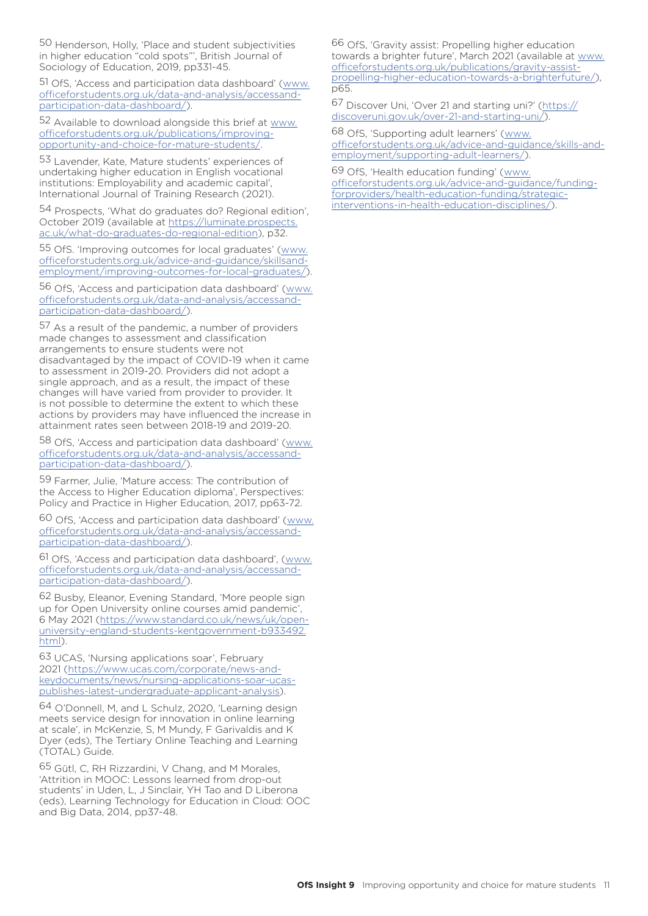50 Henderson, Holly, 'Place and student subjectivities in higher education "cold spots"', British Journal of Sociology of Education, 2019, pp331-45.

51 OfS, 'Access and participation data dashboard' (www.officeforstudents.org.uk/data-and-analysis/accessand-participation-data-dashboard/).

52 Available to download alongside this brief at www.officeforstudents.org.uk/publications/improving-opportunity-and-choice-for-mature-students/.

53 Lavender, Kate, Mature students' experiences of undertaking higher education in English vocational institutions: Employability and academic capital', International Journal of Training Research (2021).

54 Prospects, 'What do graduates do? Regional edition', October 2019 (available at https://luminate.prospects.ac.uk/what-do-graduates-do-regional-edition), p32.

55 OfS. 'Improving outcomes for local graduates' (www.officeforstudents.org.uk/advice-and-guidance/skillsand-employment/improving-outcomes-for-local-graduates/).

56 OfS, 'Access and participation data dashboard' (www.officeforstudents.org.uk/data-and-analysis/accessand-participation-data-dashboard/).

57 As a result of the pandemic, a number of providers made changes to assessment and classification arrangements to ensure students were not disadvantaged by the impact of COVID-19 when it came to assessment in 2019-20. Providers did not adopt a single approach, and as a result, the impact of these changes will have varied from provider to provider. It is not possible to determine the extent to which these actions by providers may have influenced the increase in attainment rates seen between 2018-19 and 2019-20.

58 OfS, 'Access and participation data dashboard' (www.officeforstudents.org.uk/data-and-analysis/accessand-participation-data-dashboard/).

59 Farmer, Julie, 'Mature access: The contribution of the Access to Higher Education diploma', Perspectives: Policy and Practice in Higher Education, 2017, pp63-72.

60 OfS, 'Access and participation data dashboard' (www.officeforstudents.org.uk/data-and-analysis/accessand-participation-data-dashboard/).

61 OfS, 'Access and participation data dashboard', (www.officeforstudents.org.uk/data-and-analysis/accessand-participation-data-dashboard/).

62 Busby, Eleanor, Evening Standard, 'More people sign up for Open University online courses amid pandemic', 6 May 2021 (https://www.standard.co.uk/news/uk/open-university-england-students-kentgovernment-b933492.html).

63 UCAS, 'Nursing applications soar', February 2021 (https://www.ucas.com/corporate/news-and-keydocuments/news/nursing-applications-soar-ucas-publishes-latest-undergraduate-applicant-analysis).

64 O'Donnell, M, and L Schulz, 2020, 'Learning design meets service design for innovation in online learning at scale', in McKenzie, S, M Mundy, F Garivaldis and K Dyer (eds), The Tertiary Online Teaching and Learning (TOTAL) Guide.

65 Gütl, C, RH Rizzardini, V Chang, and M Morales, 'Attrition in MOOC: Lessons learned from drop-out students' in Uden, L, J Sinclair, YH Tao and D Liberona (eds), Learning Technology for Education in Cloud: OOC and Big Data, 2014, pp37-48.

66 OfS, 'Gravity assist: Propelling higher education towards a brighter future', March 2021 (available at www.officeforstudents.org.uk/publications/gravity-assist-propelling-higher-education-towards-a-brighterfuture/), p65.

67 Discover Uni, 'Over 21 and starting uni?' (https://discoveruni.gov.uk/over-21-and-starting-uni/).

68 OfS, 'Supporting adult learners' (www.officeforstudents.org.uk/advice-and-guidance/skills-and-employment/supporting-adult-learners/).

69 OfS, 'Health education funding' (www.officeforstudents.org.uk/advice-and-guidance/funding-forproviders/health-education-funding/strategic-interventions-in-health-education-disciplines/).